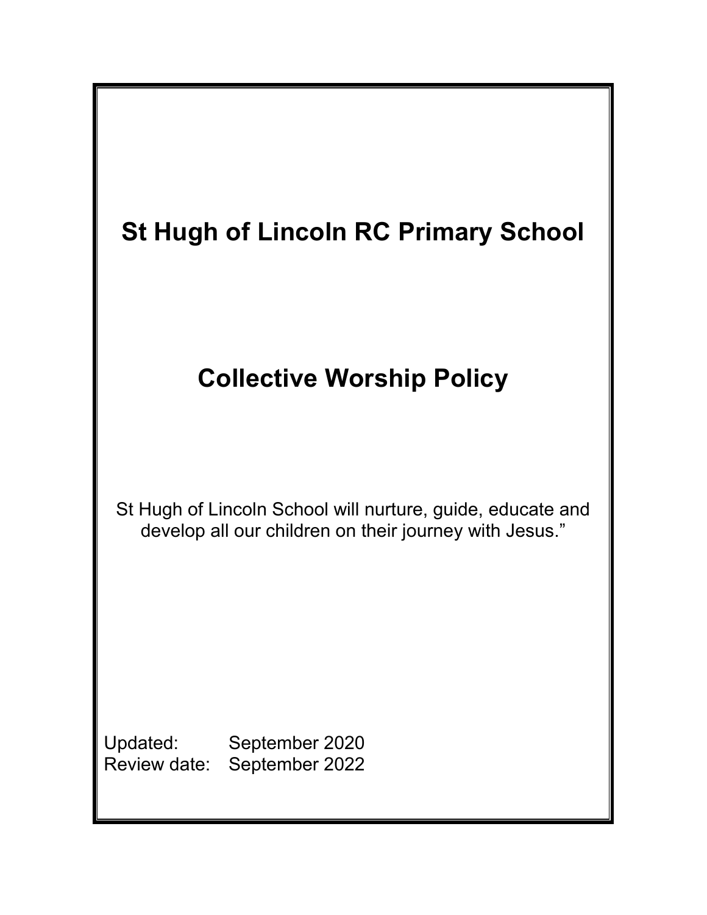# St Hugh of Lincoln RC Primary School

## Collective Worship Policy

St Hugh of Lincoln School will nurture, guide, educate and develop all our children on their journey with Jesus."

Updated: September 2020
Review date: September 2022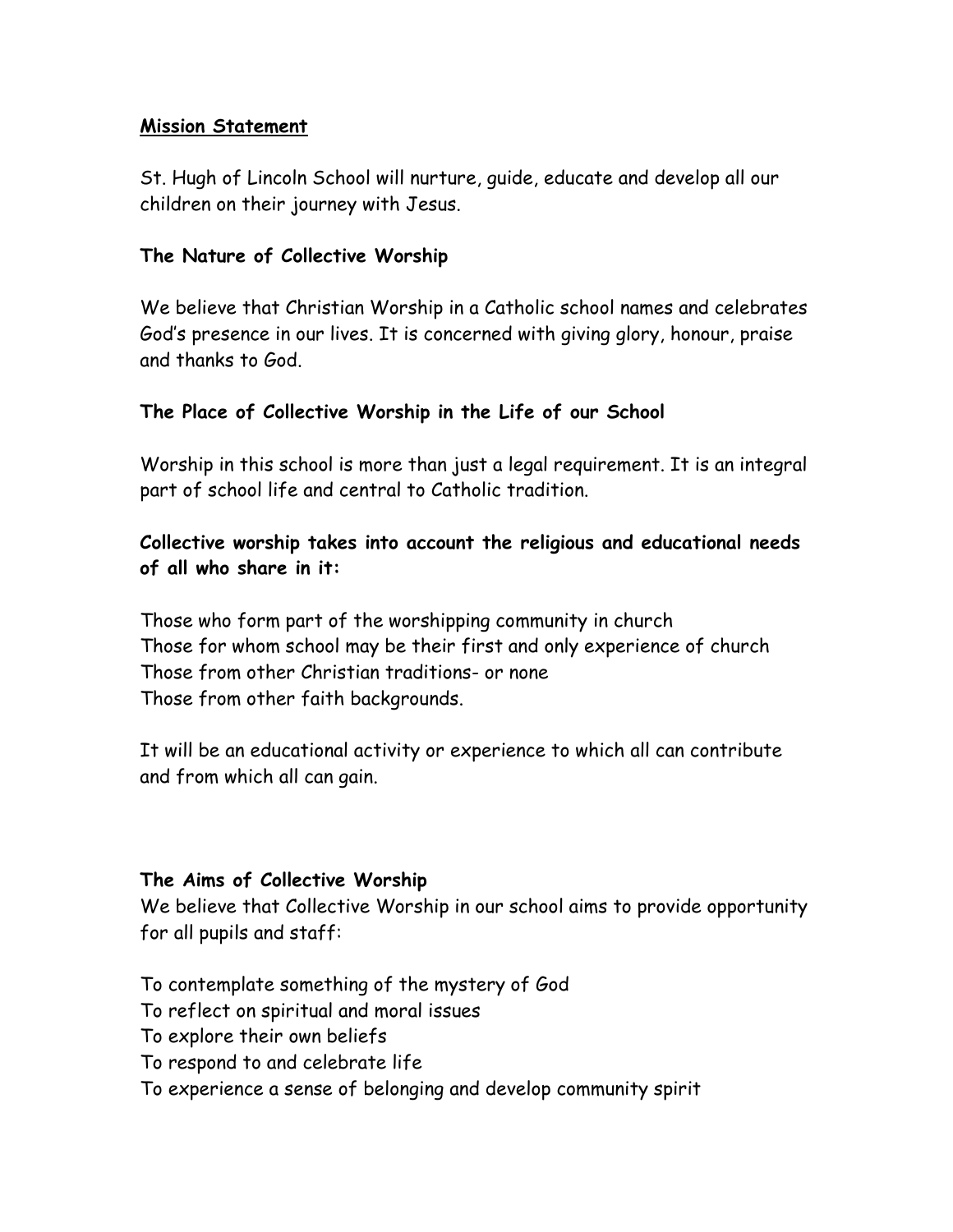## Mission Statement

St. Hugh of Lincoln School will nurture, guide, educate and develop all our children on their journey with Jesus.

### The Nature of Collective Worship

We believe that Christian Worship in a Catholic school names and celebrates God's presence in our lives. It is concerned with giving glory, honour, praise and thanks to God.

### The Place of Collective Worship in the Life of our School

Worship in this school is more than just a legal requirement. It is an integral part of school life and central to Catholic tradition.

**Collective worship takes into account the religious and educational needs of all who share in it:**

Those who form part of the worshipping community in church
Those for whom school may be their first and only experience of church
Those from other Christian traditions- or none
Those from other faith backgrounds.

It will be an educational activity or experience to which all can contribute and from which all can gain.

### The Aims of Collective Worship

We believe that Collective Worship in our school aims to provide opportunity for all pupils and staff:

To contemplate something of the mystery of God
To reflect on spiritual and moral issues
To explore their own beliefs
To respond to and celebrate life
To experience a sense of belonging and develop community spirit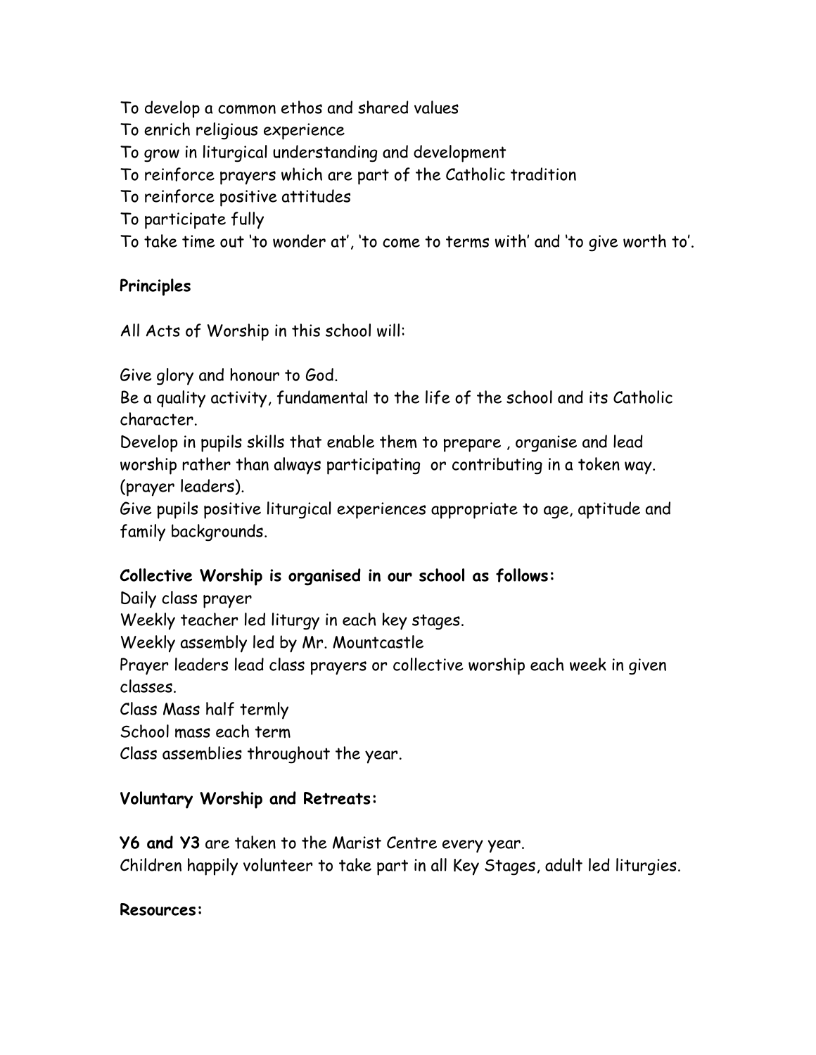To develop a common ethos and shared values
To enrich religious experience
To grow in liturgical understanding and development
To reinforce prayers which are part of the Catholic tradition
To reinforce positive attitudes
To participate fully
To take time out 'to wonder at', 'to come to terms with' and 'to give worth to'.

**Principles**

All Acts of Worship in this school will:

Give glory and honour to God.
Be a quality activity, fundamental to the life of the school and its Catholic character.
Develop in pupils skills that enable them to prepare , organise and lead worship rather than always participating or contributing in a token way. (prayer leaders).
Give pupils positive liturgical experiences appropriate to age, aptitude and family backgrounds.

**Collective Worship is organised in our school as follows:**
Daily class prayer
Weekly teacher led liturgy in each key stages.
Weekly assembly led by Mr. Mountcastle
Prayer leaders lead class prayers or collective worship each week in given classes.
Class Mass half termly
School mass each term
Class assemblies throughout the year.

**Voluntary Worship and Retreats:**

**Y6 and Y3** are taken to the Marist Centre every year.
Children happily volunteer to take part in all Key Stages, adult led liturgies.

**Resources:**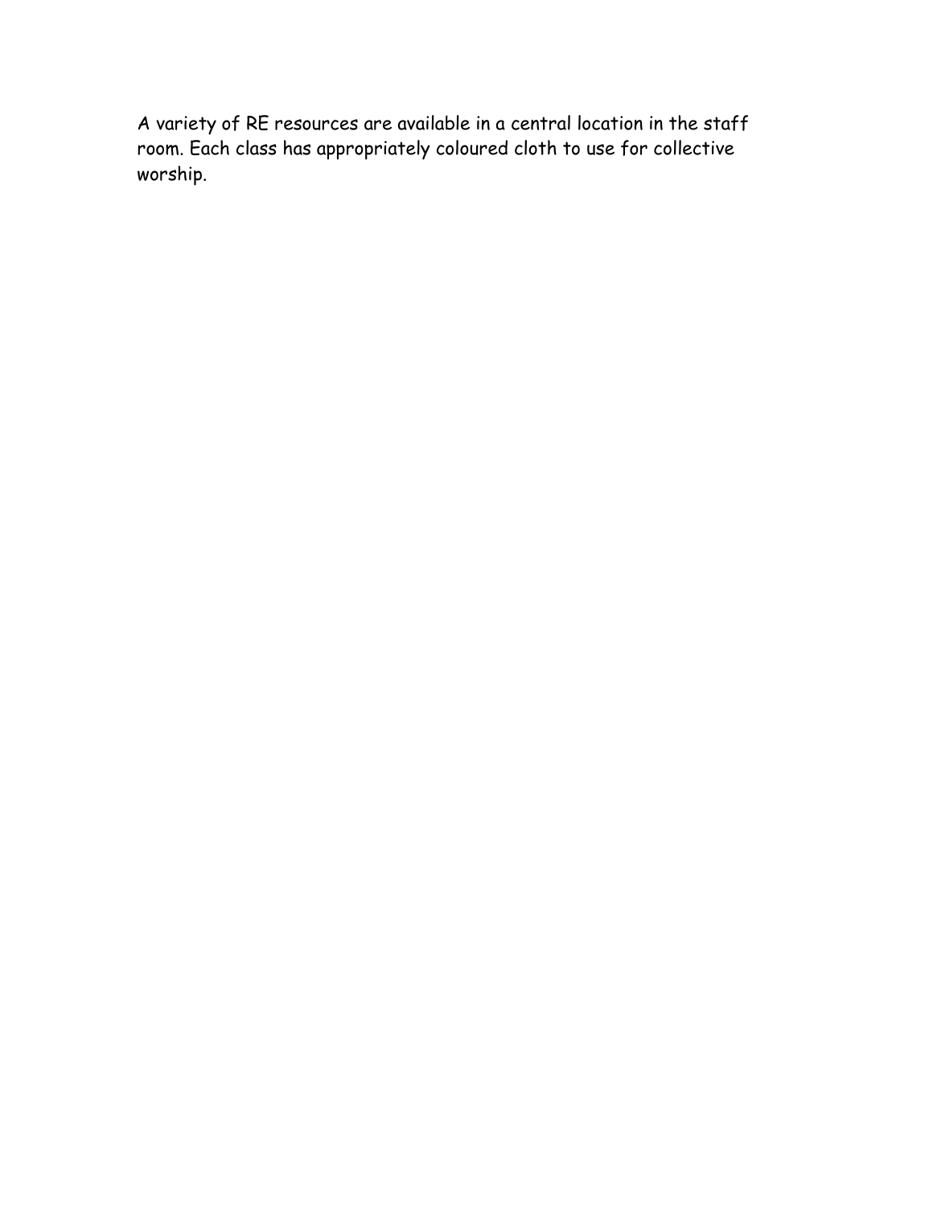A variety of RE resources are available in a central location in the staff room. Each class has appropriately coloured cloth to use for collective worship.